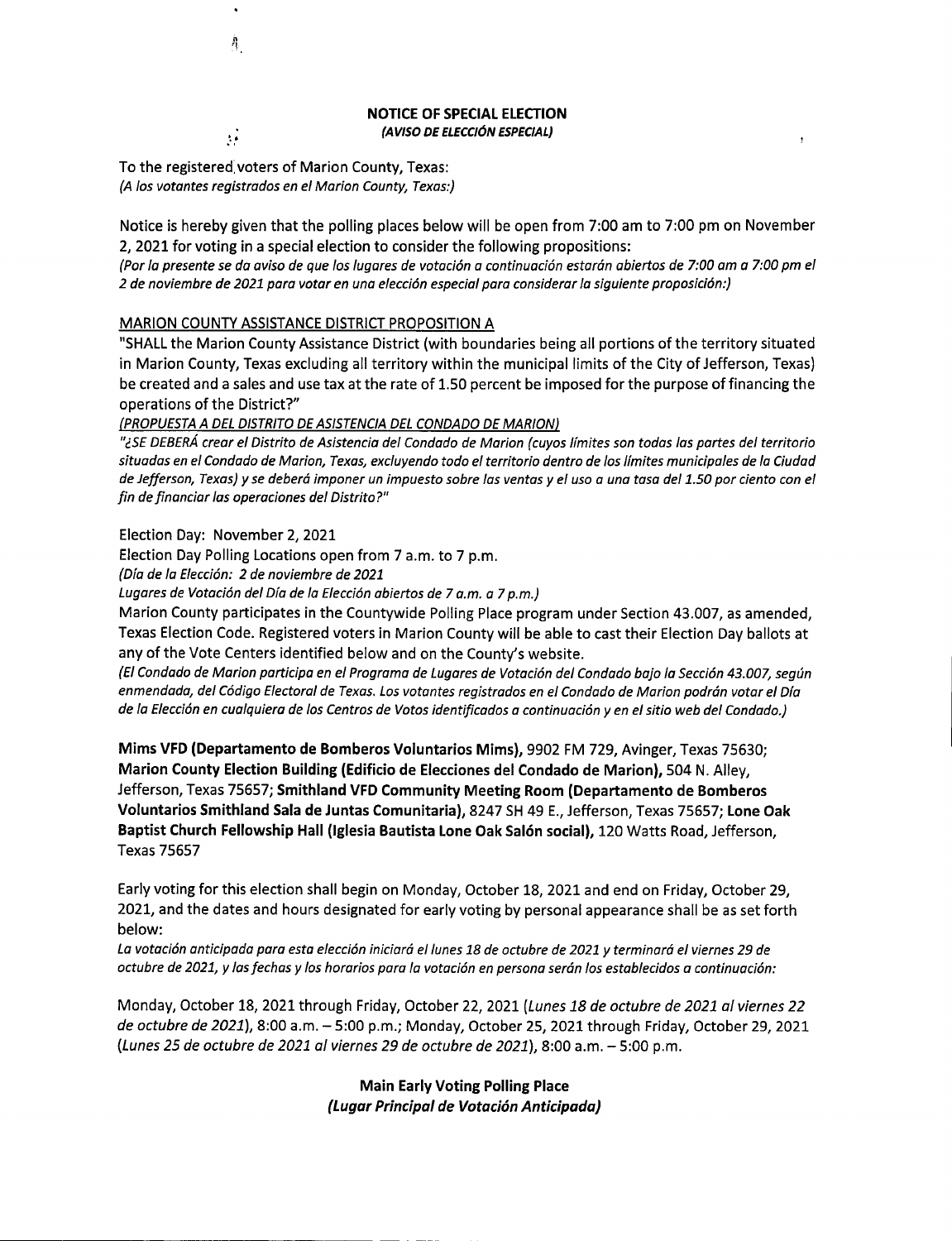# NOTICE OF SPECIAL ELECTION
*(AVISO DE ELECCIÓN ESPECIAL)*

To the registered voters of Marion County, Texas:
*(A los votantes registrados en el Marion County, Texas:)*

Notice is hereby given that the polling places below will be open from 7:00 am to 7:00 pm on November 2, 2021 for voting in a special election to consider the following propositions:
*(Por la presente se da aviso de que los lugares de votación a continuación estarán abiertos de 7:00 am a 7:00 pm el 2 de noviembre de 2021 para votar en una elección especial para considerar la siguiente proposición:)*

<u>MARION COUNTY ASSISTANCE DISTRICT PROPOSITION A</u>

"SHALL the Marion County Assistance District (with boundaries being all portions of the territory situated in Marion County, Texas excluding all territory within the municipal limits of the City of Jefferson, Texas) be created and a sales and use tax at the rate of 1.50 percent be imposed for the purpose of financing the operations of the District?"

*<u>(PROPUESTA A DEL DISTRITO DE ASISTENCIA DEL CONDADO DE MARION)</u>*

*"¿SE DEBERÁ crear el Distrito de Asistencia del Condado de Marion (cuyos límites son todas las partes del territorio situadas en el Condado de Marion, Texas, excluyendo todo el territorio dentro de los límites municipales de la Ciudad de Jefferson, Texas) y se deberá imponer un impuesto sobre las ventas y el uso a una tasa del 1.50 por ciento con el fin de financiar las operaciones del Distrito?"*

Election Day: November 2, 2021
Election Day Polling Locations open from 7 a.m. to 7 p.m.
*(Día de la Elección: 2 de noviembre de 2021*
*Lugares de Votación del Día de la Elección abiertos de 7 a.m. a 7 p.m.)*

Marion County participates in the Countywide Polling Place program under Section 43.007, as amended, Texas Election Code. Registered voters in Marion County will be able to cast their Election Day ballots at any of the Vote Centers identified below and on the County's website.
*(El Condado de Marion participa en el Programa de Lugares de Votación del Condado bajo la Sección 43.007, según enmendada, del Código Electoral de Texas. Los votantes registrados en el Condado de Marion podrán votar el Día de la Elección en cualquiera de los Centros de Votos identificados a continuación y en el sitio web del Condado.)*

**Mims VFD (Departamento de Bomberos Voluntarios Mims),** 9902 FM 729, Avinger, Texas 75630; **Marion County Election Building (Edificio de Elecciones del Condado de Marion),** 504 N. Alley, Jefferson, Texas 75657; **Smithland VFD Community Meeting Room (Departamento de Bomberos Voluntarios Smithland Sala de Juntas Comunitaria),** 8247 SH 49 E., Jefferson, Texas 75657; **Lone Oak Baptist Church Fellowship Hall (Iglesia Bautista Lone Oak Salón social),** 120 Watts Road, Jefferson, Texas 75657

Early voting for this election shall begin on Monday, October 18, 2021 and end on Friday, October 29, 2021, and the dates and hours designated for early voting by personal appearance shall be as set forth below:
*La votación anticipada para esta elección iniciará el lunes 18 de octubre de 2021 y terminará el viernes 29 de octubre de 2021, y las fechas y los horarios para la votación en persona serán los establecidos a continuación:*

Monday, October 18, 2021 through Friday, October 22, 2021 (*Lunes 18 de octubre de 2021 al viernes 22 de octubre de 2021*), 8:00 a.m. – 5:00 p.m.; Monday, October 25, 2021 through Friday, October 29, 2021 (*Lunes 25 de octubre de 2021 al viernes 29 de octubre de 2021*), 8:00 a.m. – 5:00 p.m.

**Main Early Voting Polling Place**
***(Lugar Principal de Votación Anticipada)***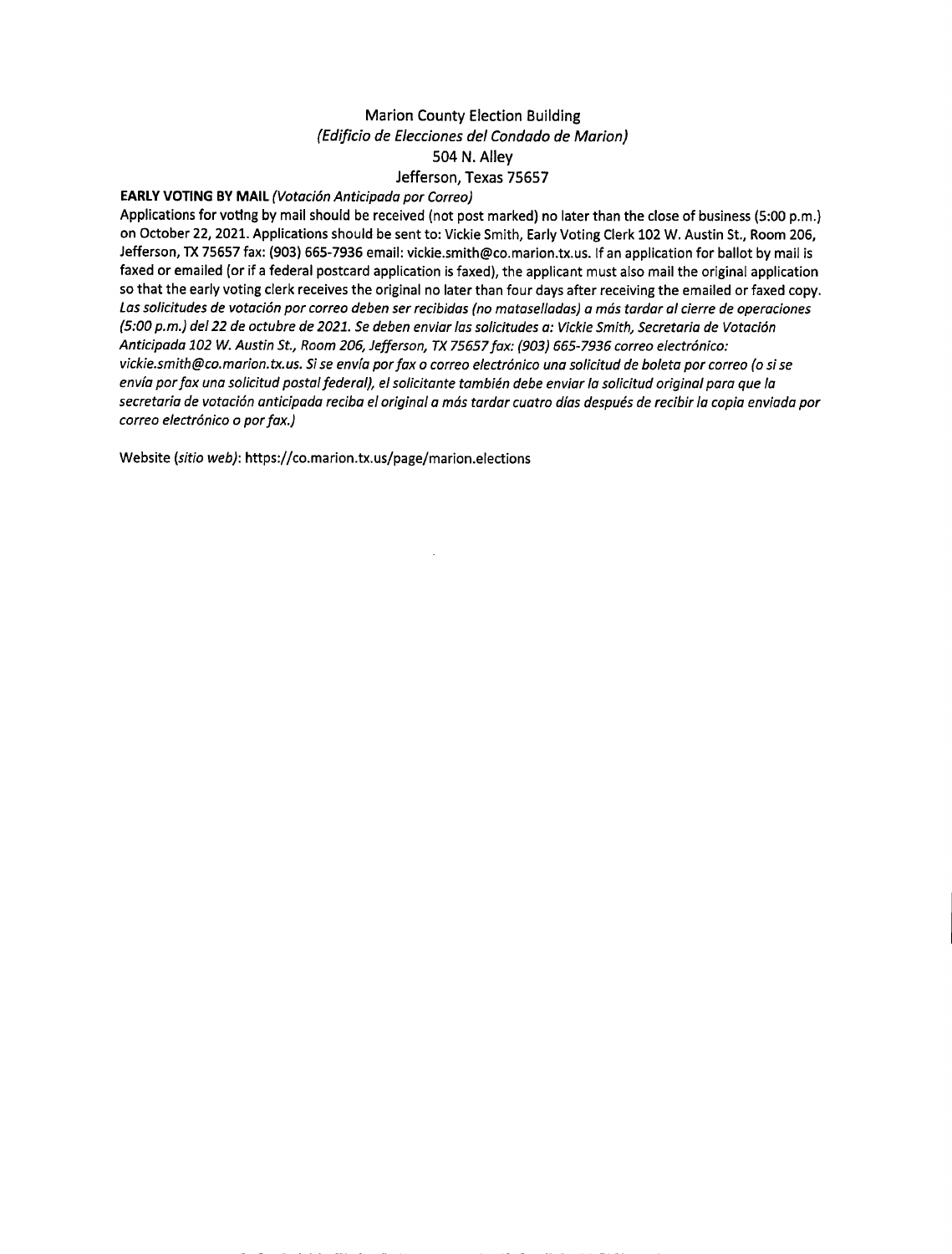Marion County Election Building
*(Edificio de Elecciones del Condado de Marion)*
504 N. Alley
Jefferson, Texas 75657

**EARLY VOTING BY MAIL** *(Votación Anticipada por Correo)*

Applications for voting by mail should be received (not post marked) no later than the close of business (5:00 p.m.) on October 22, 2021. Applications should be sent to: Vickie Smith, Early Voting Clerk 102 W. Austin St., Room 206, Jefferson, TX 75657 fax: (903) 665-7936 email: vickie.smith@co.marion.tx.us. If an application for ballot by mail is faxed or emailed (or if a federal postcard application is faxed), the applicant must also mail the original application so that the early voting clerk receives the original no later than four days after receiving the emailed or faxed copy. *Las solicitudes de votación por correo deben ser recibidas (no mataselladas) a más tardar al cierre de operaciones (5:00 p.m.) del 22 de octubre de 2021. Se deben enviar las solicitudes a: Vickie Smith, Secretaria de Votación Anticipada 102 W. Austin St., Room 206, Jefferson, TX 75657 fax: (903) 665-7936 correo electrónico: vickie.smith@co.marion.tx.us. Si se envía por fax o correo electrónico una solicitud de boleta por correo (o si se envía por fax una solicitud postal federal), el solicitante también debe enviar la solicitud original para que la secretaria de votación anticipada reciba el original a más tardar cuatro días después de recibir la copia enviada por correo electrónico o por fax.)*

Website *(sitio web)*: https://co.marion.tx.us/page/marion.elections